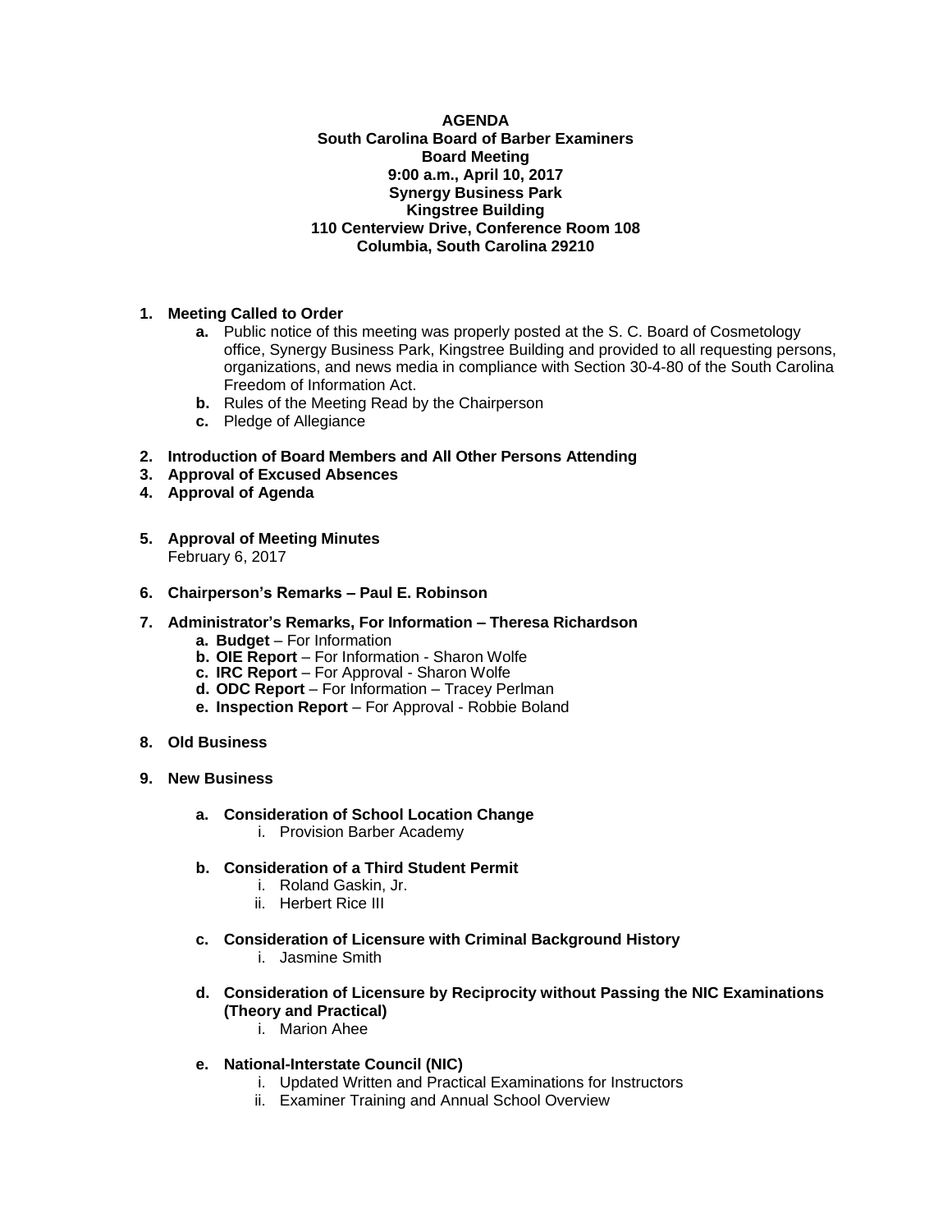**AGENDA**
**South Carolina Board of Barber Examiners**
**Board Meeting**
**9:00 a.m., April 10, 2017**
**Synergy Business Park**
**Kingstree Building**
**110 Centerview Drive, Conference Room 108**
**Columbia, South Carolina 29210**

1. **Meeting Called to Order**
    - **a.** Public notice of this meeting was properly posted at the S. C. Board of Cosmetology office, Synergy Business Park, Kingstree Building and provided to all requesting persons, organizations, and news media in compliance with Section 30-4-80 of the South Carolina Freedom of Information Act.
    - **b.** Rules of the Meeting Read by the Chairperson
    - **c.** Pledge of Allegiance
2. **Introduction of Board Members and All Other Persons Attending**
3. **Approval of Excused Absences**
4. **Approval of Agenda**
5. **Approval of Meeting Minutes**
   February 6, 2017
6. **Chairperson's Remarks – Paul E. Robinson**
7. **Administrator's Remarks, For Information – Theresa Richardson**
    - **a. Budget** – For Information
    - **b. OIE Report** – For Information - Sharon Wolfe
    - **c. IRC Report** – For Approval - Sharon Wolfe
    - **d. ODC Report** – For Information – Tracey Perlman
    - **e. Inspection Report** – For Approval - Robbie Boland
8. **Old Business**
9. **New Business**
    - **a. Consideration of School Location Change**
        - i. Provision Barber Academy
    - **b. Consideration of a Third Student Permit**
        - i. Roland Gaskin, Jr.
        - ii. Herbert Rice III
    - **c. Consideration of Licensure with Criminal Background History**
        - i. Jasmine Smith
    - **d. Consideration of Licensure by Reciprocity without Passing the NIC Examinations (Theory and Practical)**
        - i. Marion Ahee
    - **e. National-Interstate Council (NIC)**
        - i. Updated Written and Practical Examinations for Instructors
        - ii. Examiner Training and Annual School Overview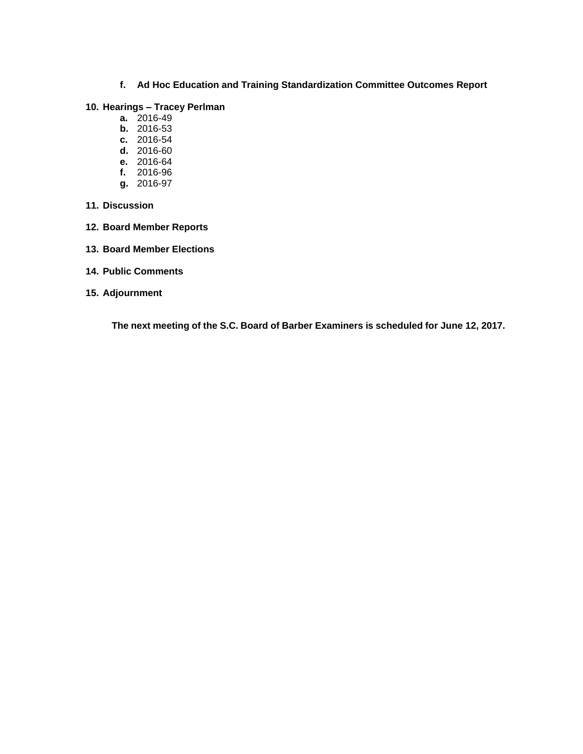f. **Ad Hoc Education and Training Standardization Committee Outcomes Report**

10. **Hearings – Tracey Perlman**
    - **a.** 2016-49
    - **b.** 2016-53
    - **c.** 2016-54
    - **d.** 2016-60
    - **e.** 2016-64
    - **f.** 2016-96
    - **g.** 2016-97

11. **Discussion**

12. **Board Member Reports**

13. **Board Member Elections**

14. **Public Comments**

15. **Adjournment**

**The next meeting of the S.C. Board of Barber Examiners is scheduled for June 12, 2017.**